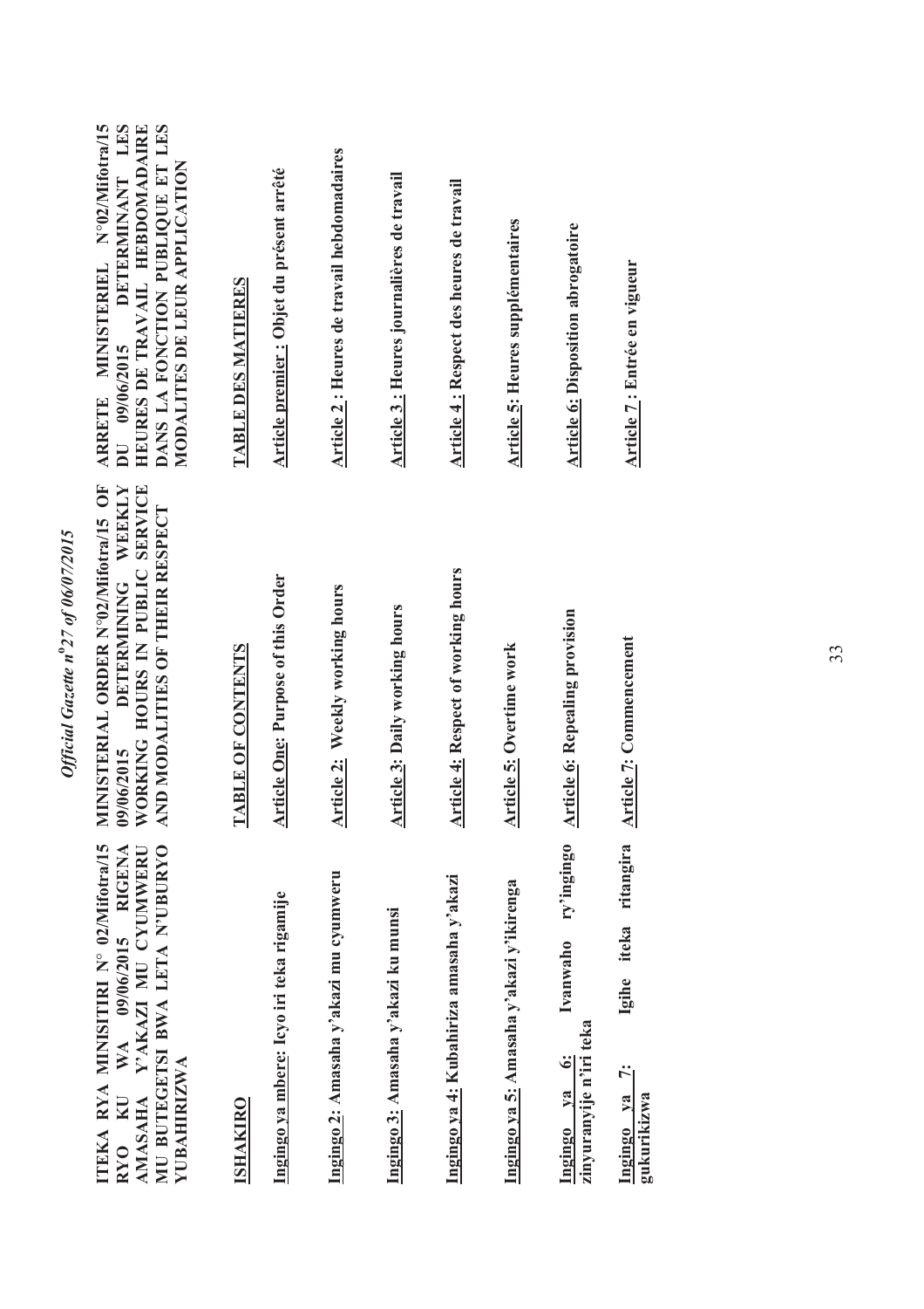**ITEKA RYA MINISITIRI N° 02/Mifotra/15 RYO KU WA 09/06/2015 RIGENA AMASAHA Y'AKAZI MU CYUMWERU MU BUTEGETSI BWA LETA N'UBURYO YUBAHIRIZWA**

**ISHAKIRO**

**Ingingo ya mbere: Icyo iri teka rigamije**

**Ingingo 2: Amasaha y'akazi mu cyumweru**

**Ingingo 3: Amasaha y'akazi ku munsi**

**Ingingo ya 4: Kubahiriza amasaha y'akazi**

**Ingingo ya 5: Amasaha y'akazi y'ikirenga**

**Ingingo ya 6: Ivanwaho ry'ingingo zinyuranyije n'iri teka**

**Ingingo ya 7: Igihe iteka ritangira gukurikizwa**

**MINISTERIAL ORDER N°02/Mifotra/15 OF 09/06/2015 DETERMINING WEEKLY WORKING HOURS IN PUBLIC SERVICE AND MODALITIES OF THEIR RESPECT**

**TABLE OF CONTENTS**

**Article One: Purpose of this Order**

**Article 2: Weekly working hours**

**Article 3: Daily working hours**

**Article 4: Respect of working hours**

**Article 5: Overtime work**

**Article 6: Repealing provision**

**Article 7: Commencement**

**ARRETE MINISTERIEL N°02/Mifotra/15 DU 09/06/2015 DETERMINANT LES HEURES DE TRAVAIL HEBDOMADAIRE DANS LA FONCTION PUBLIQUE ET LES MODALITES DE LEUR APPLICATION**

**TABLE DES MATIERES**

**Article premier : Objet du présent arrêté**

**Article 2 : Heures de travail hebdomadaires**

**Article 3 : Heures journalières de travail**

**Article 4 : Respect des heures de travail**

**Article 5: Heures supplémentaires**

**Article 6: Disposition abrogatoire**

**Article 7 : Entrée en vigueur**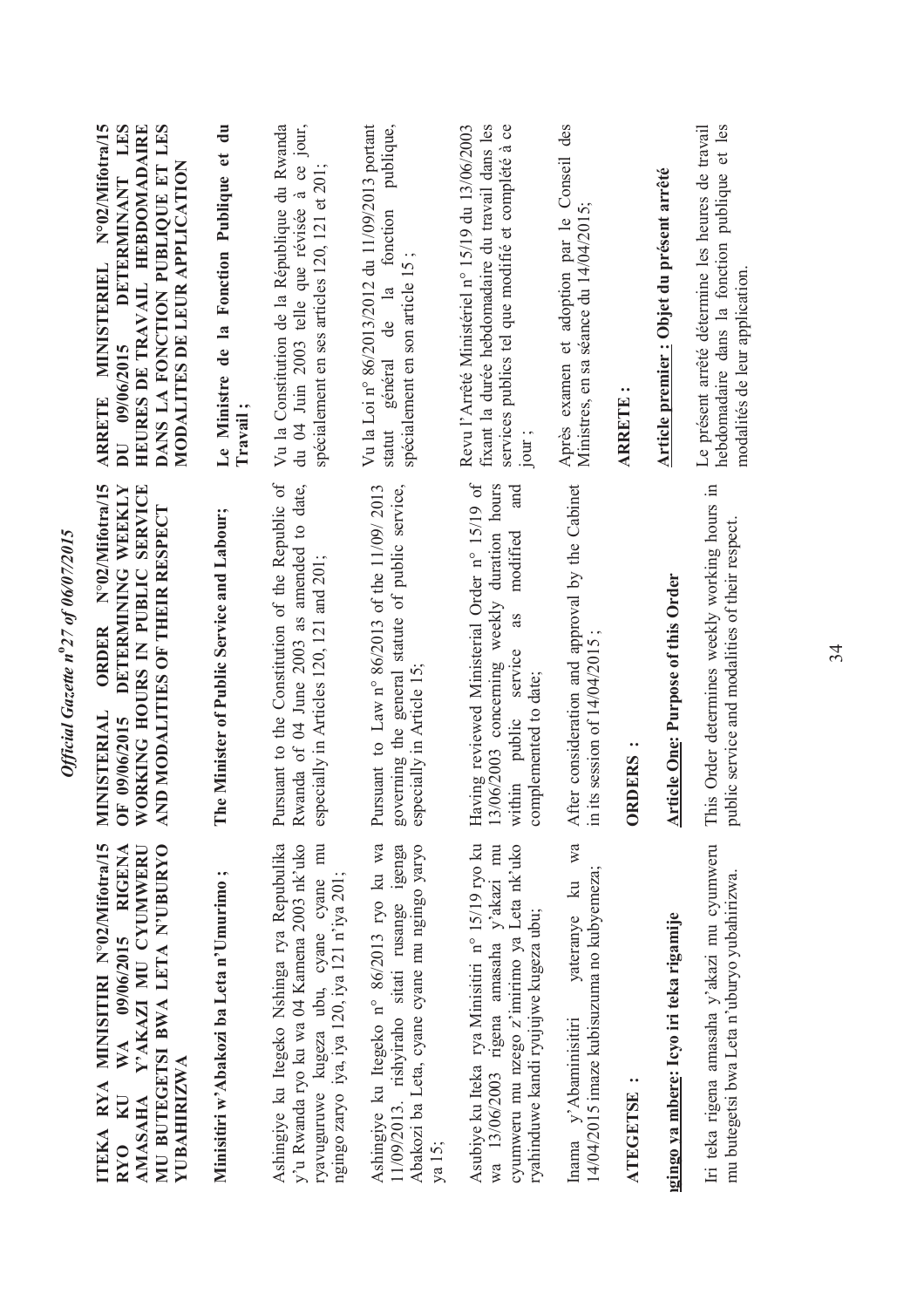**ITEKA RYA MINISITIRI N°02/Mifotra/15 RYO KU WA 09/06/2015 RIGENA AMASAHA Y'AKAZI MU CYUMWERU MU BUTEGETSI BWA LETA N'UBURYO YUBAHIRIZWA**

**Minisitiri w'Abakozi ba Leta n'Umurimo ;**

Ashingiye ku Itegeko Nshinga rya Repubulika y'u Rwanda ryo ku wa 04 Kamena 2003 nk'uko ryavuguruwe kugeza ubu, cyane cyane mu ngingo zaryo iya, iya 120, iya 121 n'iya 201;

Ashingiye ku Itegeko n° 86/2013 ryo ku wa 11/09/2013, rishyiraho sitati rusange igenga Abakozi ba Leta, cyane cyane mu ngingo yaryo ya 15;

Asubiye ku Iteka rya Minisitiri n° 15/19 ryo ku wa 13/06/2003 rigena amasaha y'akazi mu cyumweru mu nzego z'imirimo ya Leta nk'uko ryahinduwe kandi ryujujwe kugeza ubu;

Inama y'Abaminisitiri yateranye ku wa 14/04/2015 imaze kubisuzuma no kubyemeza;

**ATEGETSE :**

**Ingingo ya mbere: Icyo iri teka rigamije**

Iri teka rigena amasaha y'akazi mu cyumweru mu butegetsi bwa Leta n'uburyo yubahirizwa.

**MINISTERIAL ORDER N°02/Mifotra/15 OF 09/06/2015 DETERMINING WEEKLY WORKING HOURS IN PUBLIC SERVICE AND MODALITIES OF THEIR RESPECT**

**The Minister of Public Service and Labour;**

Pursuant to the Constitution of the Republic of Rwanda of 04 June 2003 as amended to date, especially in Articles 120, 121 and 201;

Pursuant to Law n° 86/2013 of the 11/09/ 2013 governing the general statute of public service, especially in Article 15;

Having reviewed Ministerial Order n° 15/19 of 13/06/2003 concerning weekly duration hours within public service as modified and complemented to date;

After consideration and approval by the Cabinet in its session of 14/04/2015 ;

**ORDERS :**

**Article One: Purpose of this Order**

This Order determines weekly working hours in public service and modalities of their respect.

**ARRETE MINISTERIEL N°02/Mifotra/15 DU 09/06/2015 DETERMINANT LES HEURES DE TRAVAIL HEBDOMADAIRE DANS LA FONCTION PUBLIQUE ET LES MODALITES DE LEUR APPLICATION**

**Le Ministre de la Fonction Publique et du Travail ;**

Vu la Constitution de la République du Rwanda du 04 Juin 2003 telle que révisée à ce jour, spécialement en ses articles 120, 121 et 201;

Vu la Loi n° 86/2013/2012 du 11/09/2013 portant statut général de la fonction publique, spécialement en son article 15 ;

Revu l'Arrêté Ministériel n° 15/19 du 13/06/2003 fixant la durée hebdomadaire du travail dans les services publics tel que modifié et complété à ce jour ;

Après examen et adoption par le Conseil des Ministres, en sa séance du 14/04/2015;

**ARRETE :**

**Article premier : Objet du présent arrêté**

Le présent arrêté détermine les heures de travail hebdomadaire dans la fonction publique et les modalités de leur application.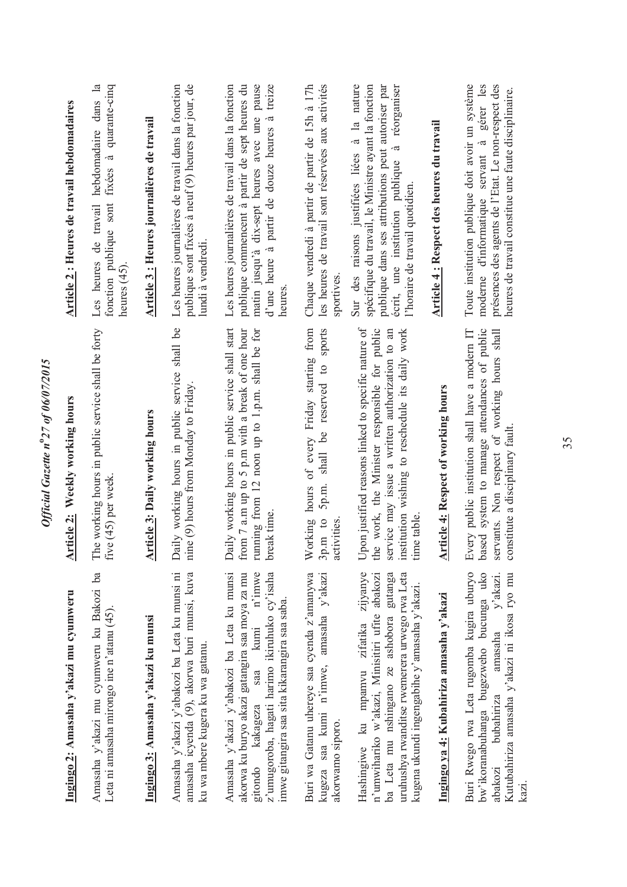**Ingingo 2: Amasaha y'akazi mu cyumweru**

Amasaha y'akazi mu cyumweru ku Bakozi ba Leta ni amasaha mirongo ine n'atanu (45).

**Ingingo 3: Amasaha y'akazi ku munsi**

Amasaha y'akazi y'abakozi ba Leta ku munsi ni amasaha icyenda (9), akorwa buri munsi, kuva ku wa mbere kugera ku wa gatanu.

Amasaha y'akazi y'abakozi ba Leta ku munsi akorwa ku buryo akazi gatangira saa moya za mu gitondo kakageza saa kumi n'imwe z'umugoroba, hagati harimo ikiruhuko cy'isaha imwe gitangira saa sita kikarangira saa saba.

Buri wa Gatanu uhereye saa cyenda z'amanywa kugeza saa kumi n'imwe, amasaha y'akazi akorwamo siporo.

Hashingiwe ku mpamvu zifatika zijyanye n'umwihariko w'akazi, Minisitiri ufite abakozi ba Leta mu nshingano ze ashobora gutanga uruhushya rwanditse rwemerera urwego rwa Leta kugena ukundi ingengabihe y'amasaha y'akazi.

**Ingingo ya 4: Kubahiriza amasaha y'akazi**

Buri Rwego rwa Leta rugomba kugira uburyo bw'ikoranabuhanga bugezweho bucunga uko abakozi bubahiriza amasaha y'akazi. Kutubahiriza amasaha y'akazi ni ikosa ryo mu kazi.

**Article 2: Weekly working hours**

The working hours in public service shall be forty five (45) per week.

**Article 3: Daily working hours**

Daily working hours in public service shall be nine (9) hours from Monday to Friday.

Daily working hours in public service shall start from 7 a.m up to 5 p.m with a break of one hour running from 12 noon up to 1.p.m. shall be for break time.

Working hours of every Friday starting from 3p.m to 5p.m. shall be reserved to sports activities.

Upon justified reasons linked to specific nature of the work, the Minister responsible for public service may issue a written authorization to an institution wishing to reschedule its daily work time table.

**Article 4: Respect of working hours**

Every public institution shall have a modern IT based system to manage attendances of public servants. Non respect of working hours shall constitute a disciplinary fault.

**Article 2 : Heures de travail hebdomadaires**

Les heures de travail hebdomadaire dans la fonction publique sont fixées à quarante-cinq heures (45).

**Article 3 : Heures journalières de travail**

Les heures journalières de travail dans la fonction publique sont fixées à neuf (9) heures par jour, de lundi à vendredi.

Les heures journalières de travail dans la fonction publique commencent à partir de sept heures du matin jusqu'à dix-sept heures avec une pause d'une heure à partir de douze heures à treize heures.

Chaque vendredi à partir de 15h à 17h les heures de travail sont réservées aux activités sportives.

Sur des raisons justifiées liées à la nature spécifique du travail, le Ministre ayant la fonction publique dans ses attributions peut autoriser par écrit, une institution publique à réorganiser l'horaire de travail quotidien.

**Article 4 : Respect des heures du travail**

Toute institution publique doit avoir un système moderne d'informatique servant à gérer les présences des agents de l'Etat. Le non-respect des heures de travail constitue une faute disciplinaire.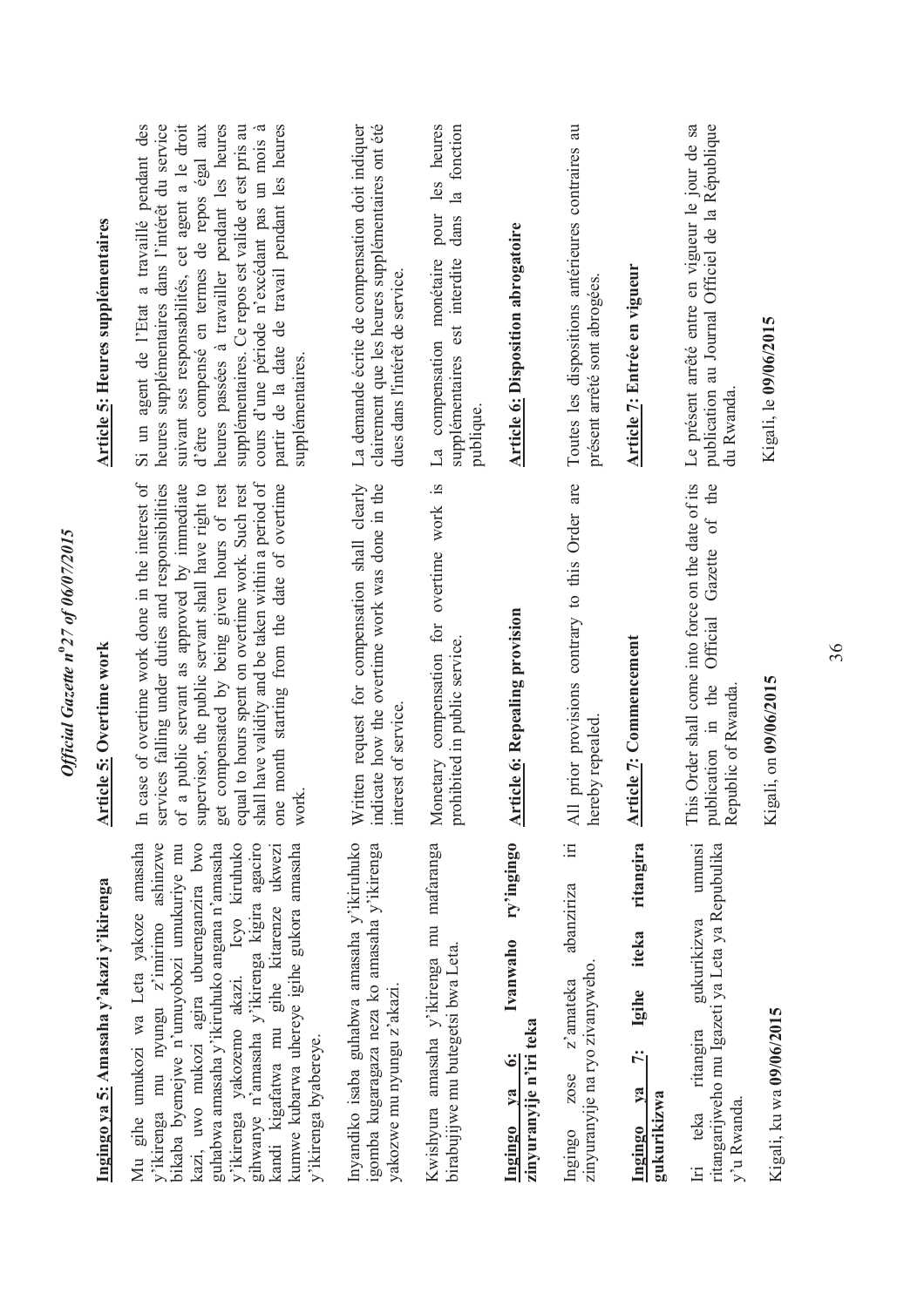**Ingingo ya 5: Amasaha y'akazi y'ikirenga**

Mu gihe umukozi wa Leta yakoze amasaha y'ikirenga mu nyungu z'imirimo ashinzwe bikaba byemejwe n'umuyobozi umukuriye mu kazi, uwo mukozi agira uburenganzira bwo guhabwa amasaha y'ikiruhuko angana n'amasaha y'ikirenga yakozemo akazi. Icyo kiruhuko gihwanye n'amasaha y'ikirenga kigira agaciro kandi kigafatwa mu gihe kitarenze ukwezi kumwe kubarwa uhereye igihe gukora amasaha y'ikirenga byabereye.

Inyandiko isaba guhabwa amasaha y'ikiruhuko igomba kugaragaza neza ko amasaha y'ikirenga yakozwe mu nyungu z'akazi.

Kwishyura amasaha y'ikirenga mu mafaranga birabujijwe mu butegetsi bwa Leta.

**Ingingo ya 6: Ivanwaho ry'ingingo zinyuranyije n'iri teka**

Ingingo zose z'amateka abanziriza iri zinyuranyije na ryo zivanyweho.

**Ingingo ya 7: Igihe iteka ritangira gukurikizwa**

Iri teka ritangira gukurikizwa umunsi ritangarijweho mu Igazeti ya Leta ya Repubulika y'u Rwanda.

Kigali, ku wa **09/06/2015**

**Article 5: Overtime work**

In case of overtime work done in the interest of services falling under duties and responsibilities of a public servant as approved by immediate supervisor, the public servant shall have right to get compensated by being given hours of rest equal to hours spent on overtime work. Such rest shall have validity and be taken within a period of one month starting from the date of overtime work.

Written request for compensation shall clearly indicate how the overtime work was done in the interest of service.

Monetary compensation for overtime work is prohibited in public service.

**Article 6: Repealing provision**

All prior provisions contrary to this Order are hereby repealed.

**Article 7: Commencement**

This Order shall come into force on the date of its publication in the Official Gazette of the Republic of Rwanda.

Kigali, on **09/06/2015**

**Article 5: Heures supplémentaires**

Si un agent de l'Etat a travaillé pendant des heures supplémentaires dans l'intérêt du service suivant ses responsabilités, cet agent a le droit d'être compensé en termes de repos égal aux heures passées à travailler pendant les heures supplémentaires. Ce repos est valide et est pris au cours d'une période n'excédant pas un mois à partir de la date de travail pendant les heures supplémentaires.

La demande écrite de compensation doit indiquer clairement que les heures supplémentaires ont été dues dans l'intérêt de service.

La compensation monétaire pour les heures supplémentaires est interdite dans la fonction publique.

**Article 6: Disposition abrogatoire**

Toutes les dispositions antérieures contraires au présent arrêté sont abrogées.

**Article 7: Entrée en vigueur**

Le présent arrêté entre en vigueur le jour de sa publication au Journal Officiel de la République du Rwanda.

Kigali, le **09/06/2015**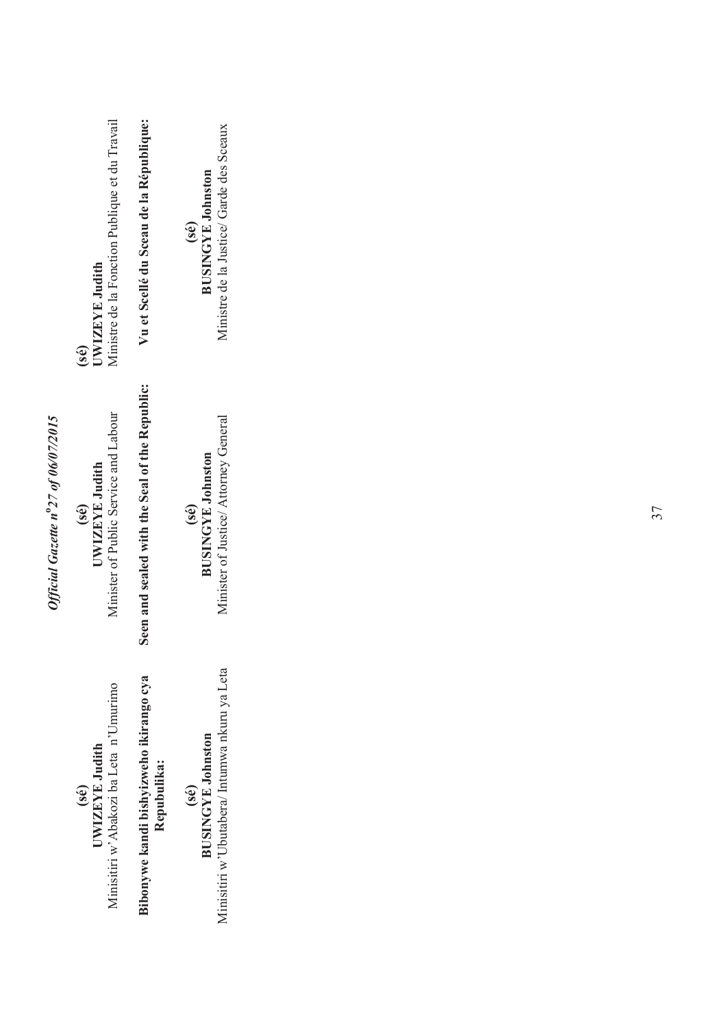(sé)
**UWIZEYE Judith**
Minisitiri w'Abakozi ba Leta n'Umurimo

**Bibonywe kandi bishyizweho ikirango cya Repubulika:**

(sé)
**BUSINGYE Johnston**
Minisitiri w'Ubutabera/ Intumwa nkuru ya Leta

(sé)
**UWIZEYE Judith**
Minister of Public Service and Labour

**Seen and sealed with the Seal of the Republic:**

(sé)
**BUSINGYE Johnston**
Minister of Justice/ Attorney General

(sé)
**UWIZEYE Judith**
Ministre de la Fonction Publique et du Travail

**Vu et Scellé du Sceau de la République:**

(sé)
**BUSINGYE Johnston**
Ministre de la Justice/ Garde des Sceaux